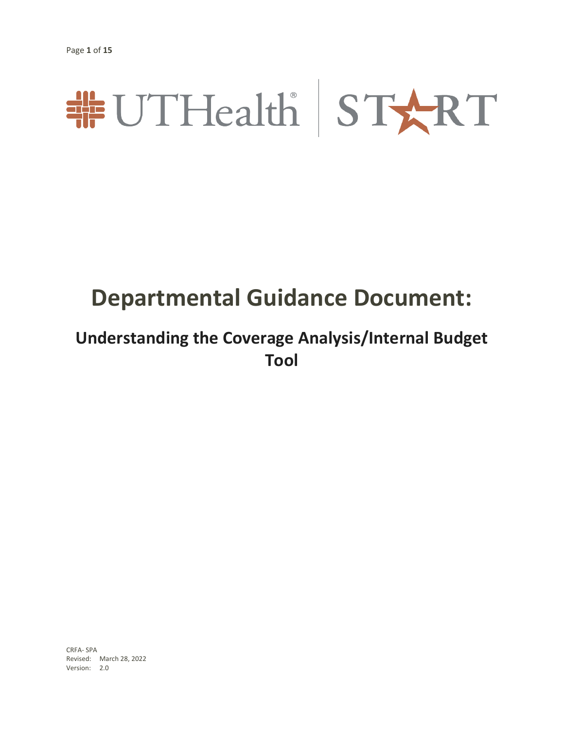# Departmental Guidance Document:

## Understanding the Coverage Analysis/Internal Budget Tool

CRFA- SPA
Revised: March 28, 2022
Version: 2.0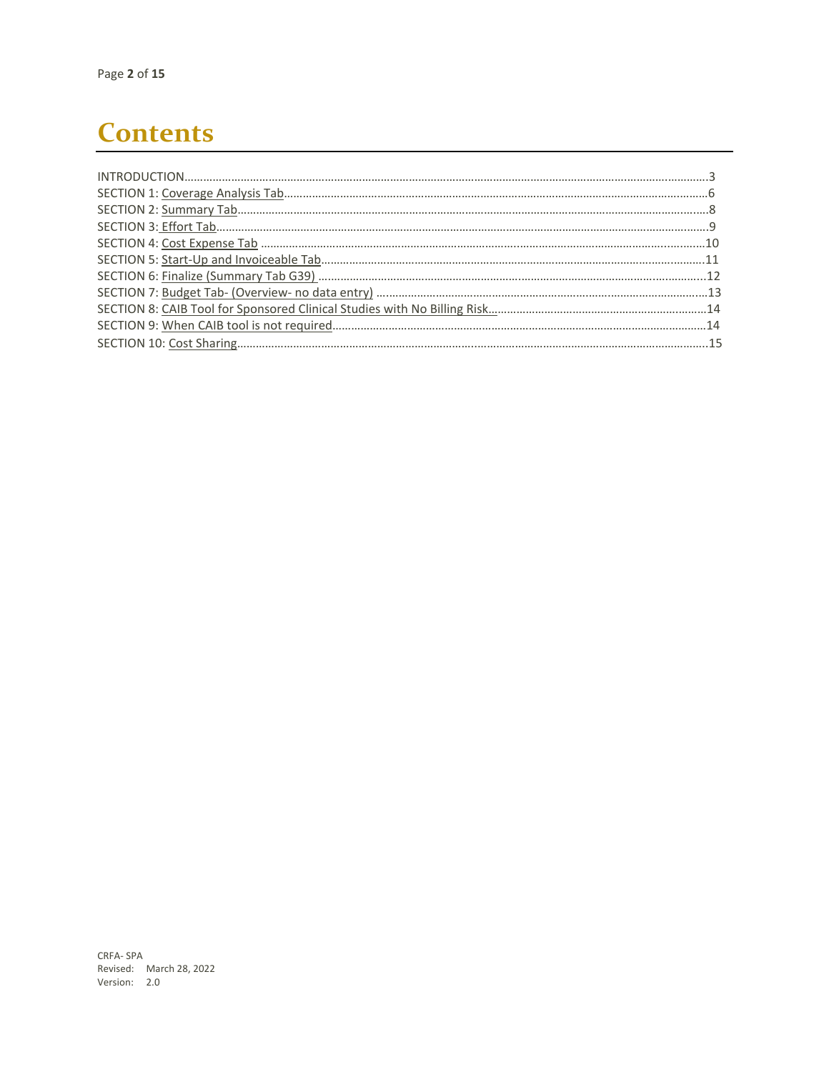# Contents

INTRODUCTION....................................................................................................................................................3
SECTION 1: Coverage Analysis Tab.......................................................................................................................6
SECTION 2: Summary Tab.....................................................................................................................................8
SECTION 3: Effort Tab...........................................................................................................................................9
SECTION 4: Cost Expense Tab .............................................................................................................................10
SECTION 5: Start-Up and Invoiceable Tab...........................................................................................................11
SECTION 6: Finalize (Summary Tab G39) .............................................................................................................12
SECTION 7: Budget Tab- (Overview- no data entry) ...........................................................................................13
SECTION 8: CAIB Tool for Sponsored Clinical Studies with No Billing Risk.........................................................14
SECTION 9: When CAIB tool is not required........................................................................................................14
SECTION 10: Cost Sharing....................................................................................................................................15

CRFA- SPA
Revised: March 28, 2022
Version: 2.0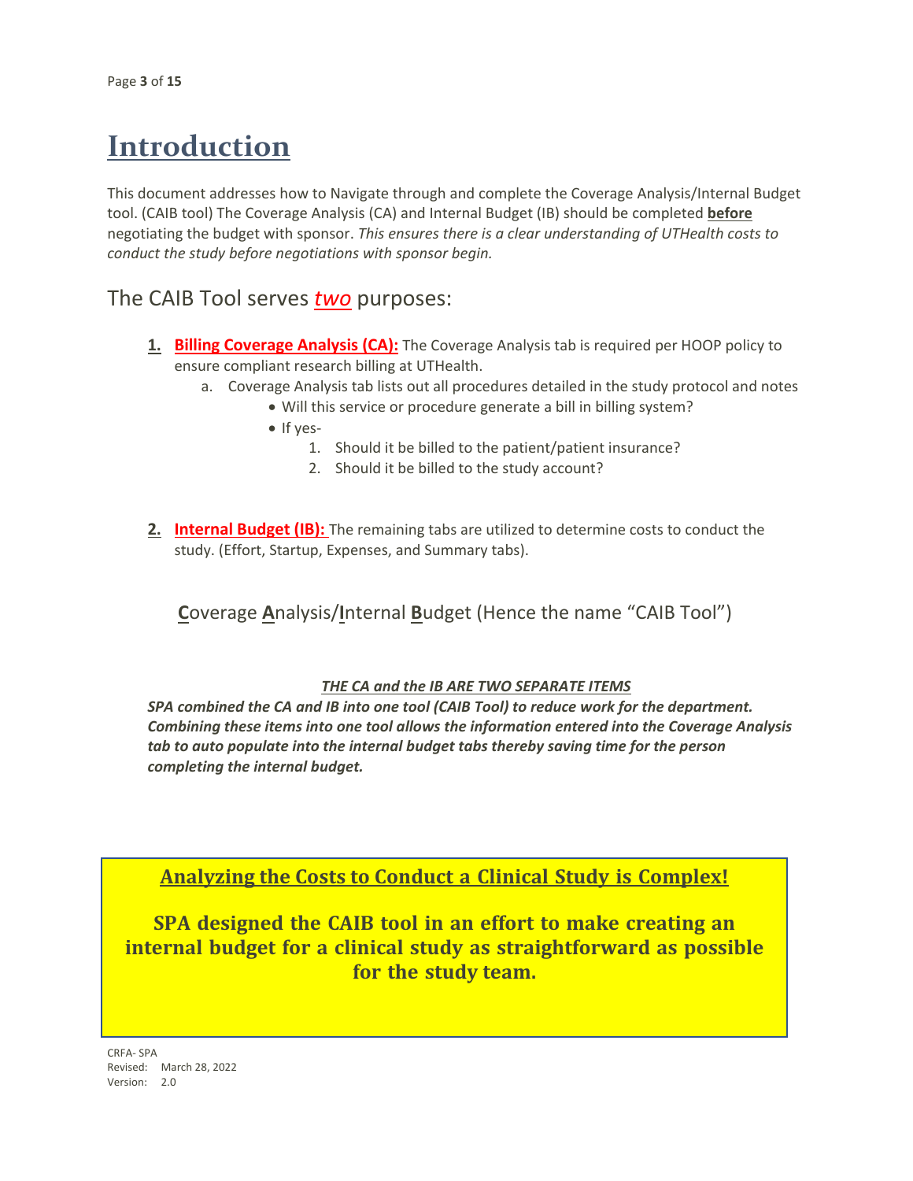# Introduction

This document addresses how to Navigate through and complete the Coverage Analysis/Internal Budget tool. (CAIB tool) The Coverage Analysis (CA) and Internal Budget (IB) should be completed **before** negotiating the budget with sponsor. *This ensures there is a clear understanding of UTHealth costs to conduct the study before negotiations with sponsor begin.*

## The CAIB Tool serves *two* purposes:

1. **Billing Coverage Analysis (CA):** The Coverage Analysis tab is required per HOOP policy to ensure compliant research billing at UTHealth.
   a. Coverage Analysis tab lists out all procedures detailed in the study protocol and notes
      - Will this service or procedure generate a bill in billing system?
      - If yes-
        1. Should it be billed to the patient/patient insurance?
        2. Should it be billed to the study account?

2. **Internal Budget (IB):** The remaining tabs are utilized to determine costs to conduct the study. (Effort, Startup, Expenses, and Summary tabs).

**C**overage **A**nalysis/**I**nternal **B**udget (Hence the name "CAIB Tool")

***THE CA and the IB ARE TWO SEPARATE ITEMS***

***SPA combined the CA and IB into one tool (CAIB Tool) to reduce work for the department. Combining these items into one tool allows the information entered into the Coverage Analysis tab to auto populate into the internal budget tabs thereby saving time for the person completing the internal budget.***

**Analyzing the Costs to Conduct a Clinical Study is Complex!**

**SPA designed the CAIB tool in an effort to make creating an internal budget for a clinical study as straightforward as possible for the study team.**

CRFA- SPA
Revised: March 28, 2022
Version: 2.0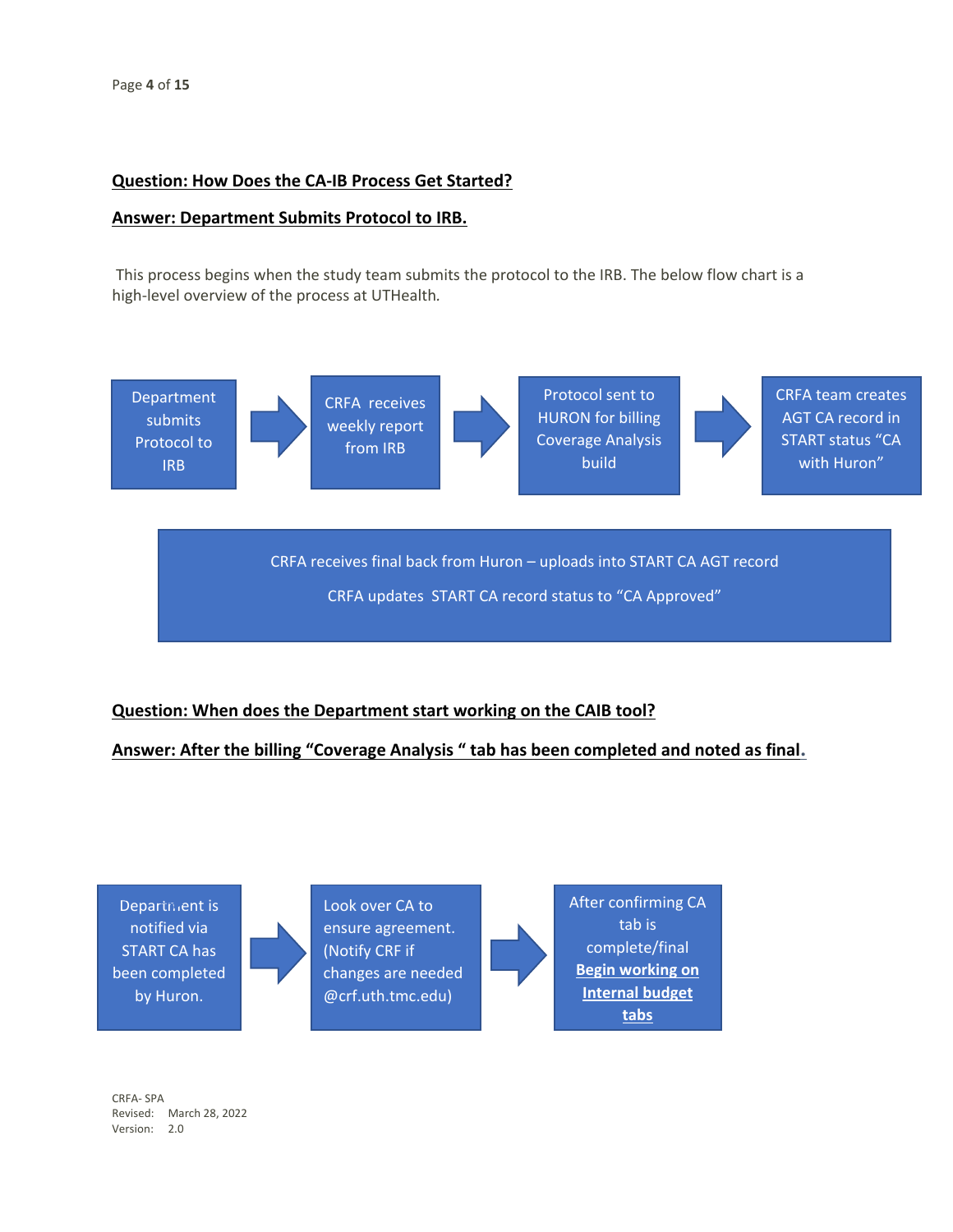**Question: How Does the CA-IB Process Get Started?**

**Answer: Department Submits Protocol to IRB.**

This process begins when the study team submits the protocol to the IRB. The below flow chart is a high-level overview of the process at UTHealth.

Department submits Protocol to IRB → CRFA receives weekly report from IRB → Protocol sent to HURON for billing Coverage Analysis build → CRFA team creates AGT CA record in START status "CA with Huron"

CRFA receives final back from Huron – uploads into START CA AGT record

CRFA updates START CA record status to "CA Approved"

**Question: When does the Department start working on the CAIB tool?**

**Answer: After the billing "Coverage Analysis " tab has been completed and noted as final.**

Department is notified via START CA has been completed by Huron. → Look over CA to ensure agreement. (Notify CRF if changes are needed @crf.uth.tmc.edu) → After confirming CA tab is complete/final **Begin working on Internal budget tabs**

CRFA- SPA
Revised: March 28, 2022
Version: 2.0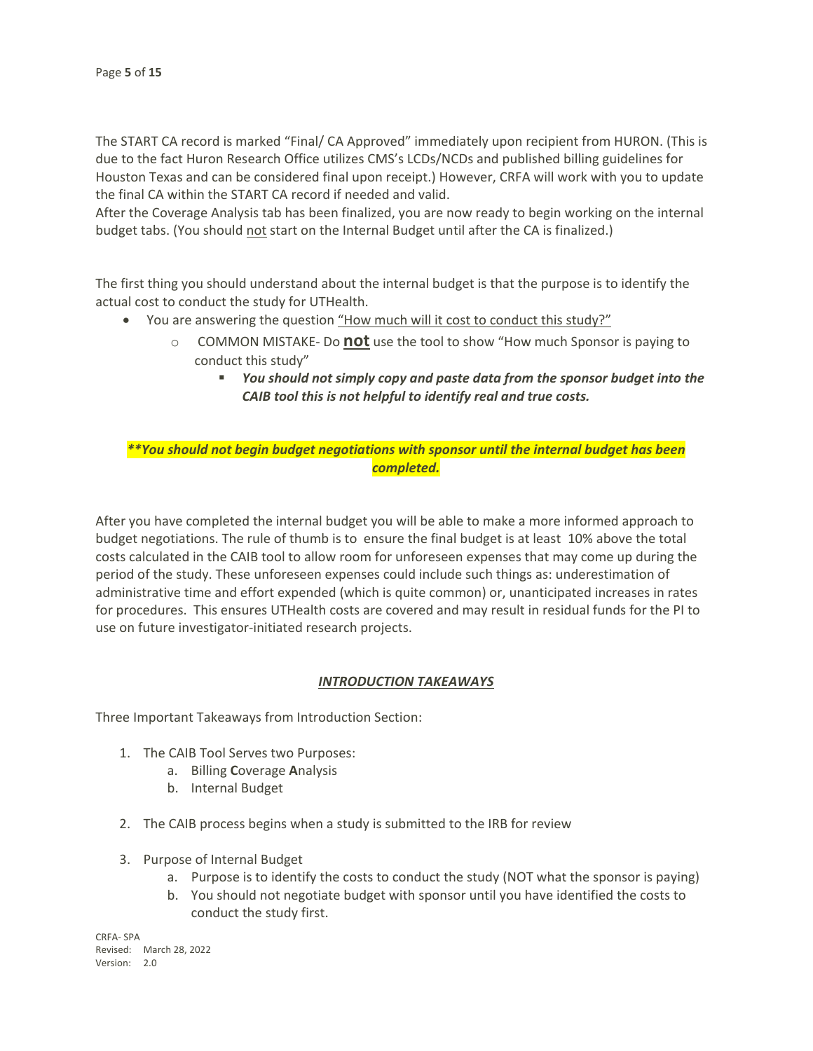The START CA record is marked "Final/ CA Approved" immediately upon recipient from HURON. (This is due to the fact Huron Research Office utilizes CMS's LCDs/NCDs and published billing guidelines for Houston Texas and can be considered final upon receipt.) However, CRFA will work with you to update the final CA within the START CA record if needed and valid.

After the Coverage Analysis tab has been finalized, you are now ready to begin working on the internal budget tabs. (You should not start on the Internal Budget until after the CA is finalized.)

The first thing you should understand about the internal budget is that the purpose is to identify the actual cost to conduct the study for UTHealth.

- You are answering the question "How much will it cost to conduct this study?"
  - COMMON MISTAKE- Do **not** use the tool to show "How much Sponsor is paying to conduct this study"
    - ***You should not simply copy and paste data from the sponsor budget into the CAIB tool this is not helpful to identify real and true costs.***

***\*\*You should not begin budget negotiations with sponsor until the internal budget has been completed.***

After you have completed the internal budget you will be able to make a more informed approach to budget negotiations. The rule of thumb is to ensure the final budget is at least 10% above the total costs calculated in the CAIB tool to allow room for unforeseen expenses that may come up during the period of the study. These unforeseen expenses could include such things as: underestimation of administrative time and effort expended (which is quite common) or, unanticipated increases in rates for procedures. This ensures UTHealth costs are covered and may result in residual funds for the PI to use on future investigator-initiated research projects.

## *INTRODUCTION TAKEAWAYS*

Three Important Takeaways from Introduction Section:

1. The CAIB Tool Serves two Purposes:
   a. Billing **C**overage **A**nalysis
   b. Internal Budget
2. The CAIB process begins when a study is submitted to the IRB for review
3. Purpose of Internal Budget
   a. Purpose is to identify the costs to conduct the study (NOT what the sponsor is paying)
   b. You should not negotiate budget with sponsor until you have identified the costs to conduct the study first.

CRFA- SPA
Revised: March 28, 2022
Version: 2.0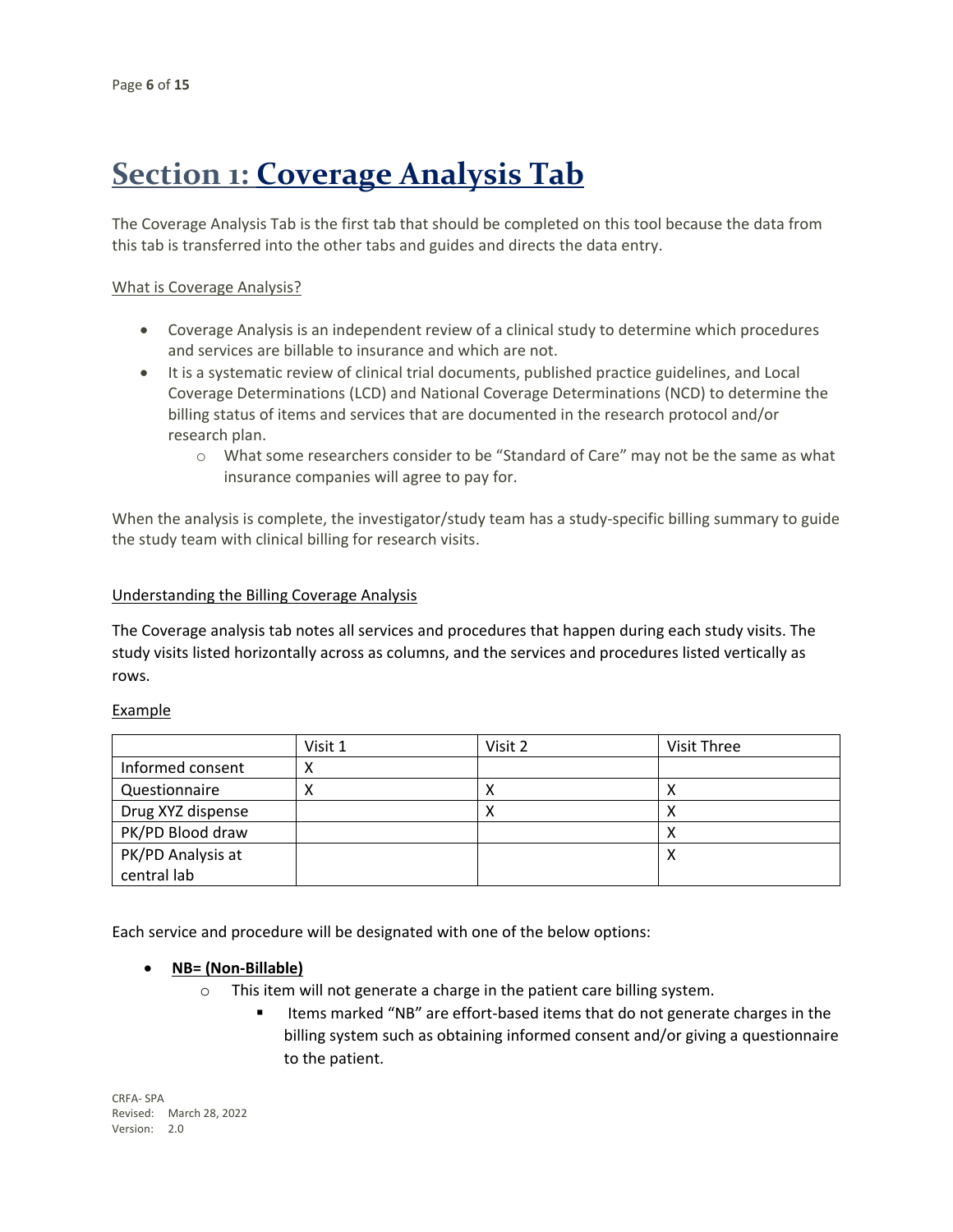# Section 1: Coverage Analysis Tab

The Coverage Analysis Tab is the first tab that should be completed on this tool because the data from this tab is transferred into the other tabs and guides and directs the data entry.

<u>What is Coverage Analysis?</u>

- Coverage Analysis is an independent review of a clinical study to determine which procedures and services are billable to insurance and which are not.
- It is a systematic review of clinical trial documents, published practice guidelines, and Local Coverage Determinations (LCD) and National Coverage Determinations (NCD) to determine the billing status of items and services that are documented in the research protocol and/or research plan.
    - What some researchers consider to be "Standard of Care" may not be the same as what insurance companies will agree to pay for.

When the analysis is complete, the investigator/study team has a study-specific billing summary to guide the study team with clinical billing for research visits.

<u>Understanding the Billing Coverage Analysis</u>

The Coverage analysis tab notes all services and procedures that happen during each study visits. The study visits listed horizontally across as columns, and the services and procedures listed vertically as rows.

<u>Example</u>

| | Visit 1 | Visit 2 | Visit Three |
|---|---|---|---|
| Informed consent | X | | |
| Questionnaire | X | X | X |
| Drug XYZ dispense | | X | X |
| PK/PD Blood draw | | | X |
| PK/PD Analysis at central lab | | | X |

Each service and procedure will be designated with one of the below options:

- **<u>NB= (Non-Billable)</u>**
    - This item will not generate a charge in the patient care billing system.
        - Items marked "NB" are effort-based items that do not generate charges in the billing system such as obtaining informed consent and/or giving a questionnaire to the patient.

CRFA- SPA
Revised: March 28, 2022
Version: 2.0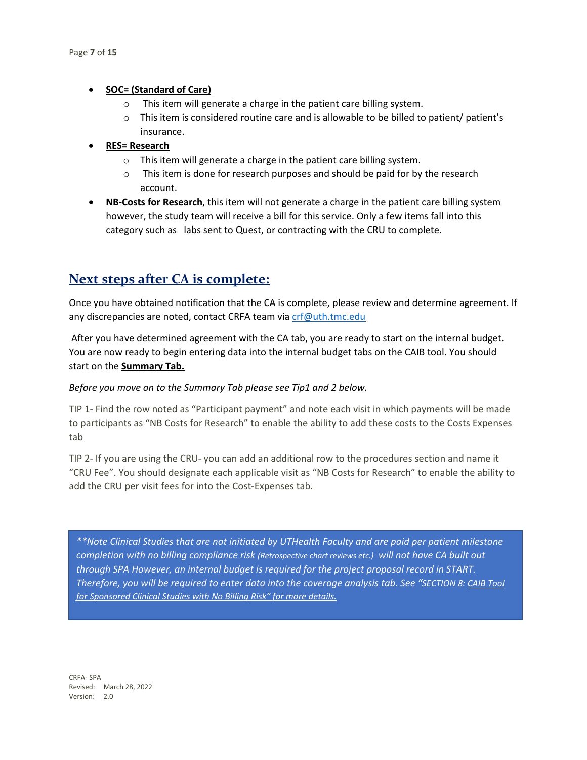- **SOC= (Standard of Care)**
  - This item will generate a charge in the patient care billing system.
  - This item is considered routine care and is allowable to be billed to patient/ patient's insurance.
- **RES= Research**
  - This item will generate a charge in the patient care billing system.
  - This item is done for research purposes and should be paid for by the research account.
- **NB-Costs for Research**, this item will not generate a charge in the patient care billing system however, the study team will receive a bill for this service. Only a few items fall into this category such as labs sent to Quest, or contracting with the CRU to complete.

## Next steps after CA is complete:

Once you have obtained notification that the CA is complete, please review and determine agreement. If any discrepancies are noted, contact CRFA team via crf@uth.tmc.edu

After you have determined agreement with the CA tab, you are ready to start on the internal budget. You are now ready to begin entering data into the internal budget tabs on the CAIB tool. You should start on the **Summary Tab.**

*Before you move on to the Summary Tab please see Tip1 and 2 below.*

TIP 1- Find the row noted as "Participant payment" and note each visit in which payments will be made to participants as "NB Costs for Research" to enable the ability to add these costs to the Costs Expenses tab

TIP 2- If you are using the CRU- you can add an additional row to the procedures section and name it "CRU Fee". You should designate each applicable visit as "NB Costs for Research" to enable the ability to add the CRU per visit fees for into the Cost-Expenses tab.

> *\*\*Note Clinical Studies that are not initiated by UTHealth Faculty and are paid per patient milestone completion with no billing compliance risk (Retrospective chart reviews etc.) will not have CA built out through SPA However, an internal budget is required for the project proposal record in START. Therefore, you will be required to enter data into the coverage analysis tab. See "SECTION 8: CAIB Tool for Sponsored Clinical Studies with No Billing Risk" for more details.*

CRFA- SPA
Revised: March 28, 2022
Version: 2.0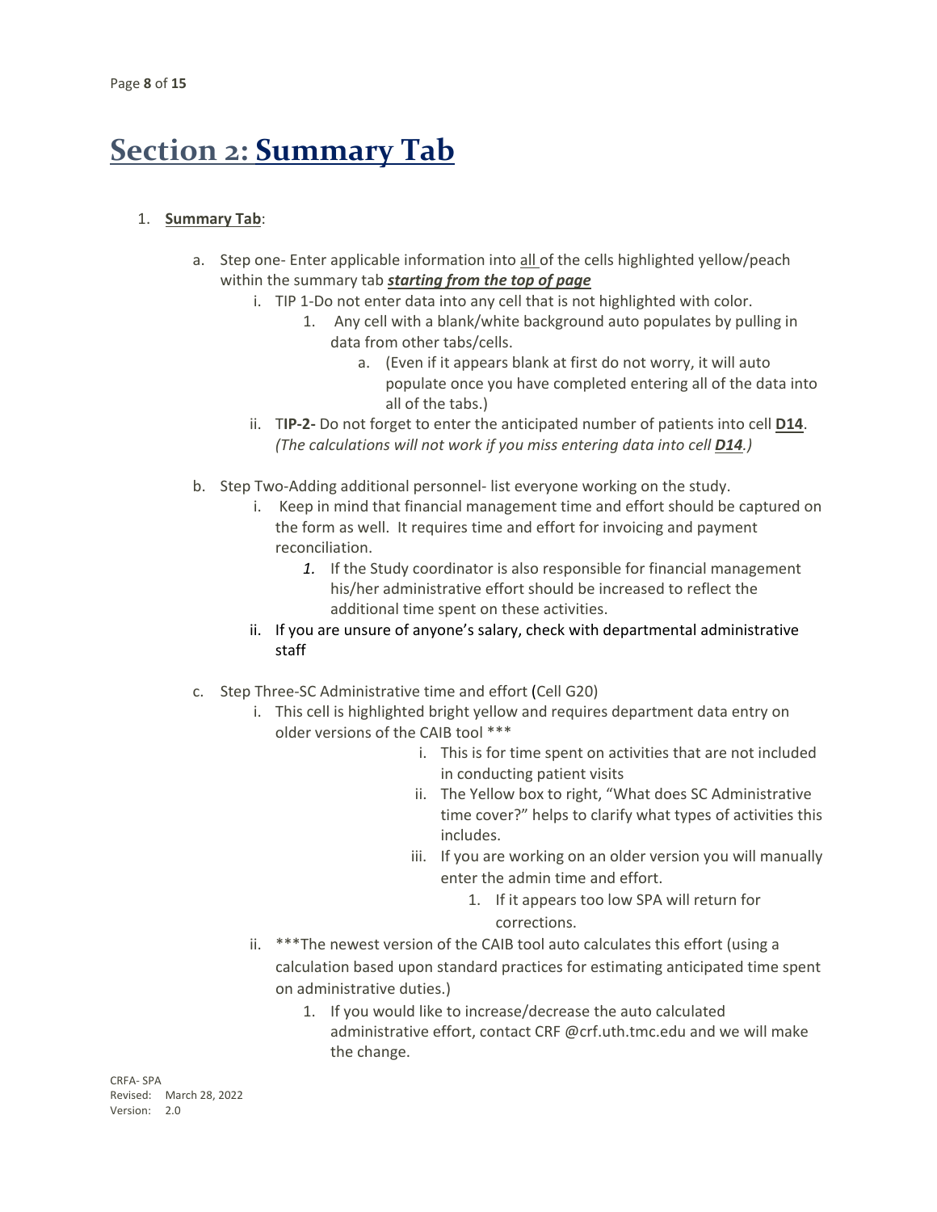# Section 2: Summary Tab

1. **Summary Tab**:

   a. Step one- Enter applicable information into all of the cells highlighted yellow/peach within the summary tab ***starting from the top of page***

      i. TIP 1-Do not enter data into any cell that is not highlighted with color.

         1. Any cell with a blank/white background auto populates by pulling in data from other tabs/cells.

            a. (Even if it appears blank at first do not worry, it will auto populate once you have completed entering all of the data into all of the tabs.)

      ii. T**IP-2-** Do not forget to enter the anticipated number of patients into cell **D14**. *(The calculations will not work if you miss entering data into cell **D14**.)*

   b. Step Two-Adding additional personnel- list everyone working on the study.

      i. Keep in mind that financial management time and effort should be captured on the form as well. It requires time and effort for invoicing and payment reconciliation.

         1. If the Study coordinator is also responsible for financial management his/her administrative effort should be increased to reflect the additional time spent on these activities.

      ii. If you are unsure of anyone's salary, check with departmental administrative staff

   c. Step Three-SC Administrative time and effort (Cell G20)

      i. This cell is highlighted bright yellow and requires department data entry on older versions of the CAIB tool ***

         i. This is for time spent on activities that are not included in conducting patient visits

         ii. The Yellow box to right, "What does SC Administrative time cover?" helps to clarify what types of activities this includes.

         iii. If you are working on an older version you will manually enter the admin time and effort.

            1. If it appears too low SPA will return for corrections.

      ii. ***The newest version of the CAIB tool auto calculates this effort (using a calculation based upon standard practices for estimating anticipated time spent on administrative duties.)

         1. If you would like to increase/decrease the auto calculated administrative effort, contact CRF @crf.uth.tmc.edu and we will make the change.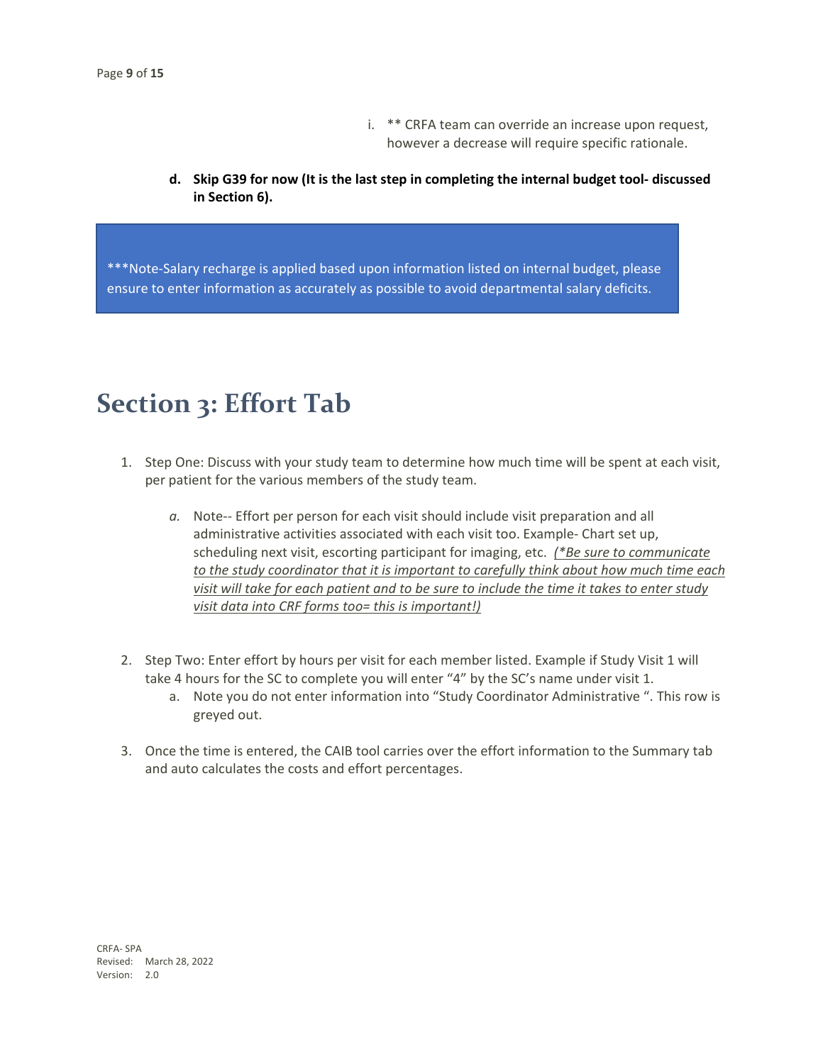i. ** CRFA team can override an increase upon request, however a decrease will require specific rationale.

**d. Skip G39 for now (It is the last step in completing the internal budget tool- discussed in Section 6).**

> ***Note-Salary recharge is applied based upon information listed on internal budget, please ensure to enter information as accurately as possible to avoid departmental salary deficits.

# Section 3: Effort Tab

1. Step One: Discuss with your study team to determine how much time will be spent at each visit, per patient for the various members of the study team.
    - *a.* Note-- Effort per person for each visit should include visit preparation and all administrative activities associated with each visit too. Example- Chart set up, scheduling next visit, escorting participant for imaging, etc. <u>*(*Be sure to communicate to the study coordinator that it is important to carefully think about how much time each visit will take for each patient and to be sure to include the time it takes to enter study visit data into CRF forms too= this is important!)*</u>

2. Step Two: Enter effort by hours per visit for each member listed. Example if Study Visit 1 will take 4 hours for the SC to complete you will enter "4" by the SC's name under visit 1.
    - a. Note you do not enter information into "Study Coordinator Administrative ". This row is greyed out.

3. Once the time is entered, the CAIB tool carries over the effort information to the Summary tab and auto calculates the costs and effort percentages.

CRFA- SPA
Revised: March 28, 2022
Version: 2.0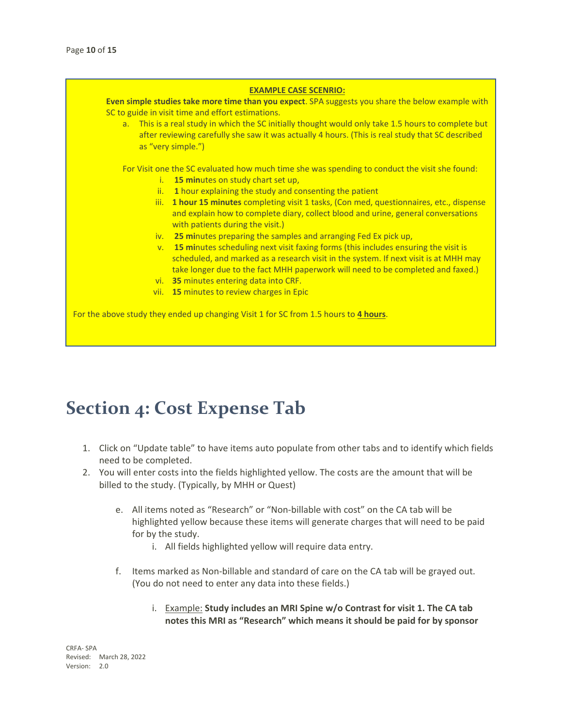**EXAMPLE CASE SCENRIO:**

**Even simple studies take more time than you expect**. SPA suggests you share the below example with SC to guide in visit time and effort estimations.

a. This is a real study in which the SC initially thought would only take 1.5 hours to complete but after reviewing carefully she saw it was actually 4 hours. (This is real study that SC described as "very simple.")

For Visit one the SC evaluated how much time she was spending to conduct the visit she found:

i. **15 min**utes on study chart set up,
ii. **1** hour explaining the study and consenting the patient
iii. **1 hour 15 minutes** completing visit 1 tasks, (Con med, questionnaires, etc., dispense and explain how to complete diary, collect blood and urine, general conversations with patients during the visit.)
iv. **25 mi**nutes preparing the samples and arranging Fed Ex pick up,
v. **15 mi**nutes scheduling next visit faxing forms (this includes ensuring the visit is scheduled, and marked as a research visit in the system. If next visit is at MHH may take longer due to the fact MHH paperwork will need to be completed and faxed.)
vi. **35** minutes entering data into CRF.
vii. **15** minutes to review charges in Epic

For the above study they ended up changing Visit 1 for SC from 1.5 hours to **4 hours**.

# Section 4: Cost Expense Tab

1. Click on "Update table" to have items auto populate from other tabs and to identify which fields need to be completed.
2. You will enter costs into the fields highlighted yellow. The costs are the amount that will be billed to the study. (Typically, by MHH or Quest)

   e. All items noted as "Research" or "Non-billable with cost" on the CA tab will be highlighted yellow because these items will generate charges that will need to be paid for by the study.
      i. All fields highlighted yellow will require data entry.

   f. Items marked as Non-billable and standard of care on the CA tab will be grayed out. (You do not need to enter any data into these fields.)
      i. Example: **Study includes an MRI Spine w/o Contrast for visit 1. The CA tab notes this MRI as "Research" which means it should be paid for by sponsor**

CRFA- SPA
Revised: March 28, 2022
Version: 2.0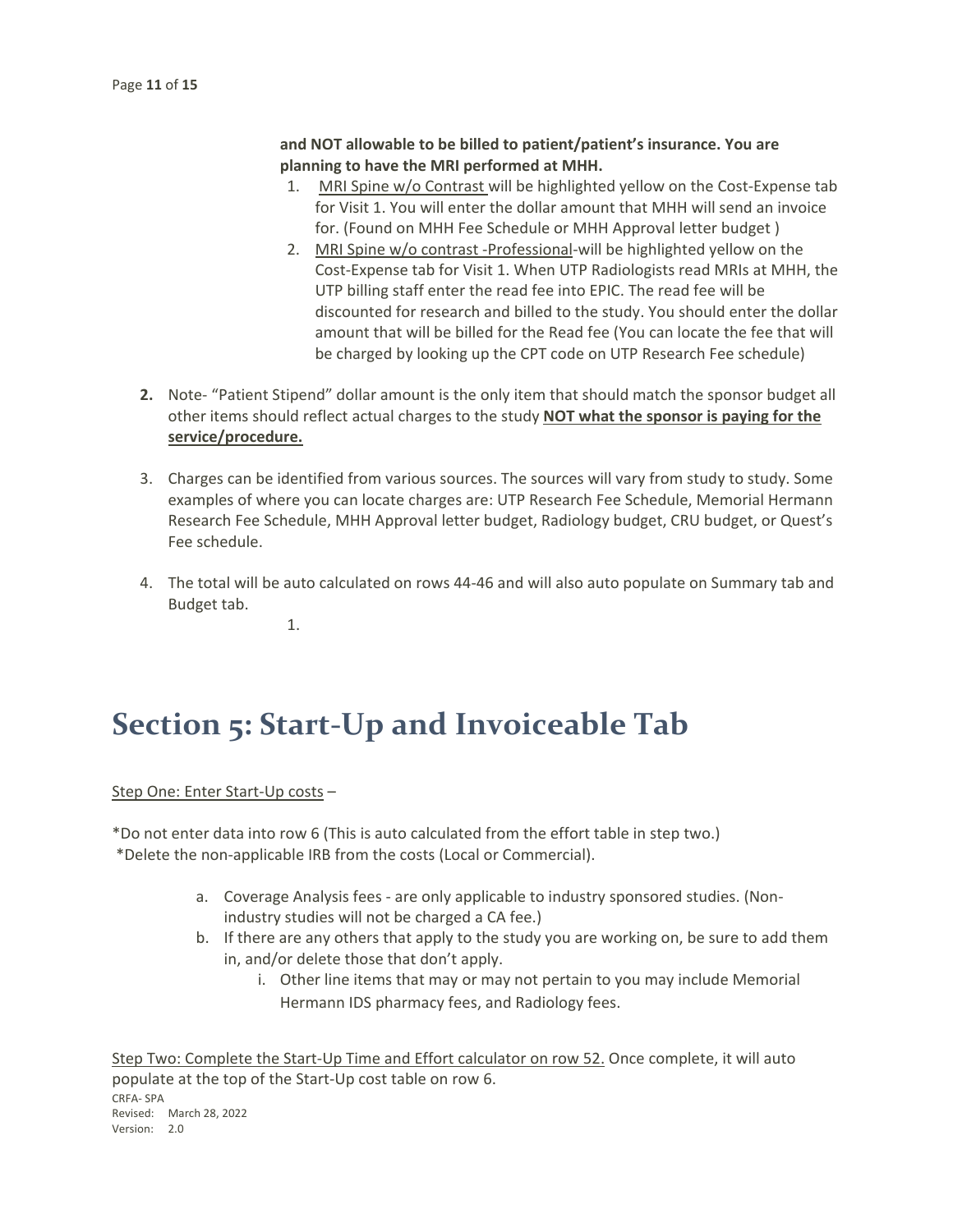**and NOT allowable to be billed to patient/patient's insurance. You are planning to have the MRI performed at MHH.**

1. MRI Spine w/o Contrast will be highlighted yellow on the Cost-Expense tab for Visit 1. You will enter the dollar amount that MHH will send an invoice for. (Found on MHH Fee Schedule or MHH Approval letter budget )
2. MRI Spine w/o contrast -Professional-will be highlighted yellow on the Cost-Expense tab for Visit 1. When UTP Radiologists read MRIs at MHH, the UTP billing staff enter the read fee into EPIC. The read fee will be discounted for research and billed to the study. You should enter the dollar amount that will be billed for the Read fee (You can locate the fee that will be charged by looking up the CPT code on UTP Research Fee schedule)

2. Note- "Patient Stipend" dollar amount is the only item that should match the sponsor budget all other items should reflect actual charges to the study **NOT what the sponsor is paying for the service/procedure.**

3. Charges can be identified from various sources. The sources will vary from study to study. Some examples of where you can locate charges are: UTP Research Fee Schedule, Memorial Hermann Research Fee Schedule, MHH Approval letter budget, Radiology budget, CRU budget, or Quest's Fee schedule.

4. The total will be auto calculated on rows 44-46 and will also auto populate on Summary tab and Budget tab.
   1.

# Section 5: Start-Up and Invoiceable Tab

Step One: Enter Start-Up costs –

*Do not enter data into row 6 (This is auto calculated from the effort table in step two.)
*Delete the non-applicable IRB from the costs (Local or Commercial).

a. Coverage Analysis fees - are only applicable to industry sponsored studies. (Non-industry studies will not be charged a CA fee.)
b. If there are any others that apply to the study you are working on, be sure to add them in, and/or delete those that don't apply.
   i. Other line items that may or may not pertain to you may include Memorial Hermann IDS pharmacy fees, and Radiology fees.

Step Two: Complete the Start-Up Time and Effort calculator on row 52. Once complete, it will auto populate at the top of the Start-Up cost table on row 6.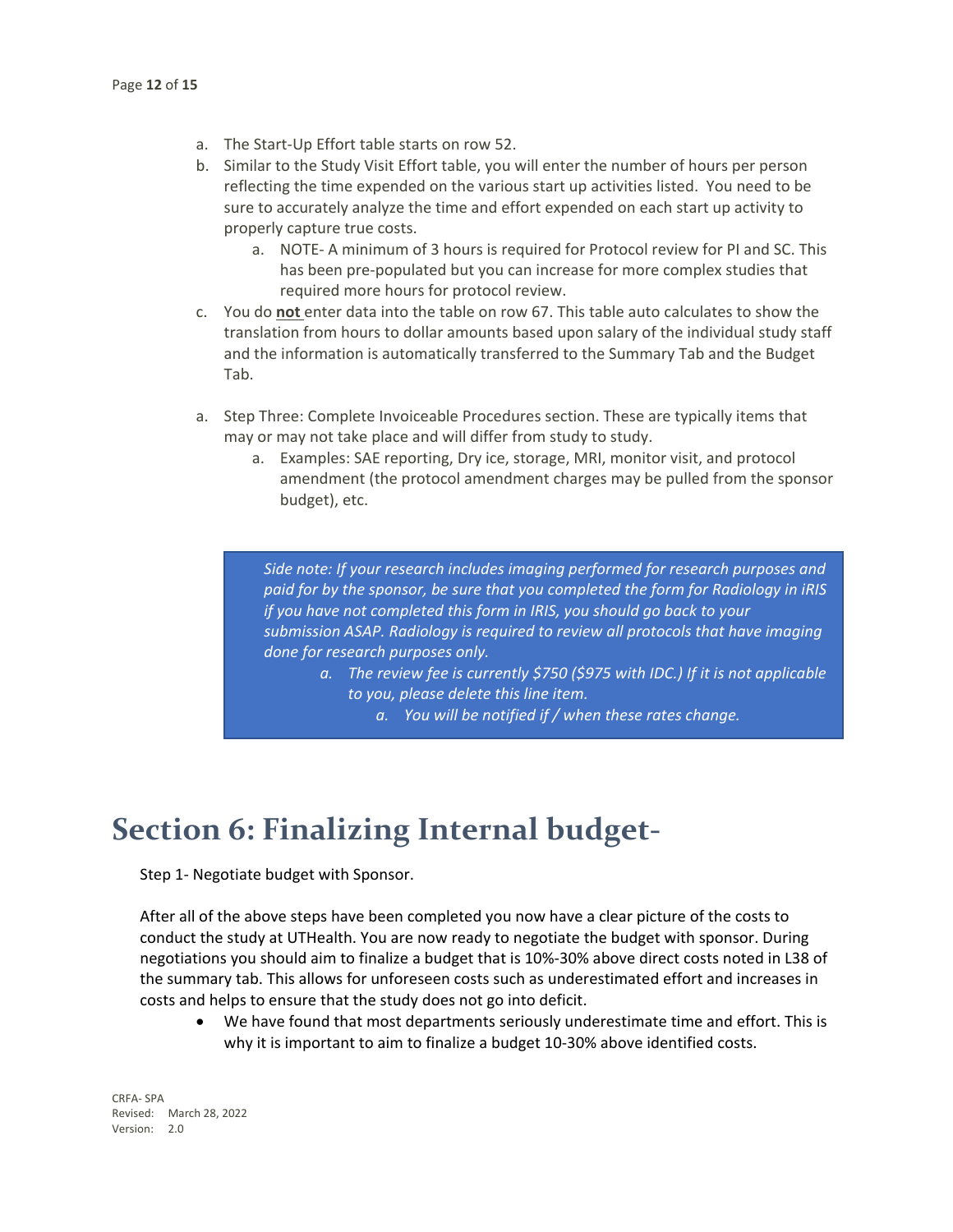a. The Start-Up Effort table starts on row 52.
b. Similar to the Study Visit Effort table, you will enter the number of hours per person reflecting the time expended on the various start up activities listed. You need to be sure to accurately analyze the time and effort expended on each start up activity to properly capture true costs.
    a. NOTE- A minimum of 3 hours is required for Protocol review for PI and SC. This has been pre-populated but you can increase for more complex studies that required more hours for protocol review.
c. You do **not** enter data into the table on row 67. This table auto calculates to show the translation from hours to dollar amounts based upon salary of the individual study staff and the information is automatically transferred to the Summary Tab and the Budget Tab.

a. Step Three: Complete Invoiceable Procedures section. These are typically items that may or may not take place and will differ from study to study.
    a. Examples: SAE reporting, Dry ice, storage, MRI, monitor visit, and protocol amendment (the protocol amendment charges may be pulled from the sponsor budget), etc.

> *Side note: If your research includes imaging performed for research purposes and paid for by the sponsor, be sure that you completed the form for Radiology in iRIS if you have not completed this form in IRIS, you should go back to your submission ASAP. Radiology is required to review all protocols that have imaging done for research purposes only.*
>
> a. *The review fee is currently $750 ($975 with IDC.) If it is not applicable to you, please delete this line item.*
>     a. *You will be notified if / when these rates change.*

# Section 6: Finalizing Internal budget-

Step 1- Negotiate budget with Sponsor.

After all of the above steps have been completed you now have a clear picture of the costs to conduct the study at UTHealth. You are now ready to negotiate the budget with sponsor. During negotiations you should aim to finalize a budget that is 10%-30% above direct costs noted in L38 of the summary tab. This allows for unforeseen costs such as underestimated effort and increases in costs and helps to ensure that the study does not go into deficit.

- We have found that most departments seriously underestimate time and effort. This is why it is important to aim to finalize a budget 10-30% above identified costs.

CRFA- SPA
Revised: March 28, 2022
Version: 2.0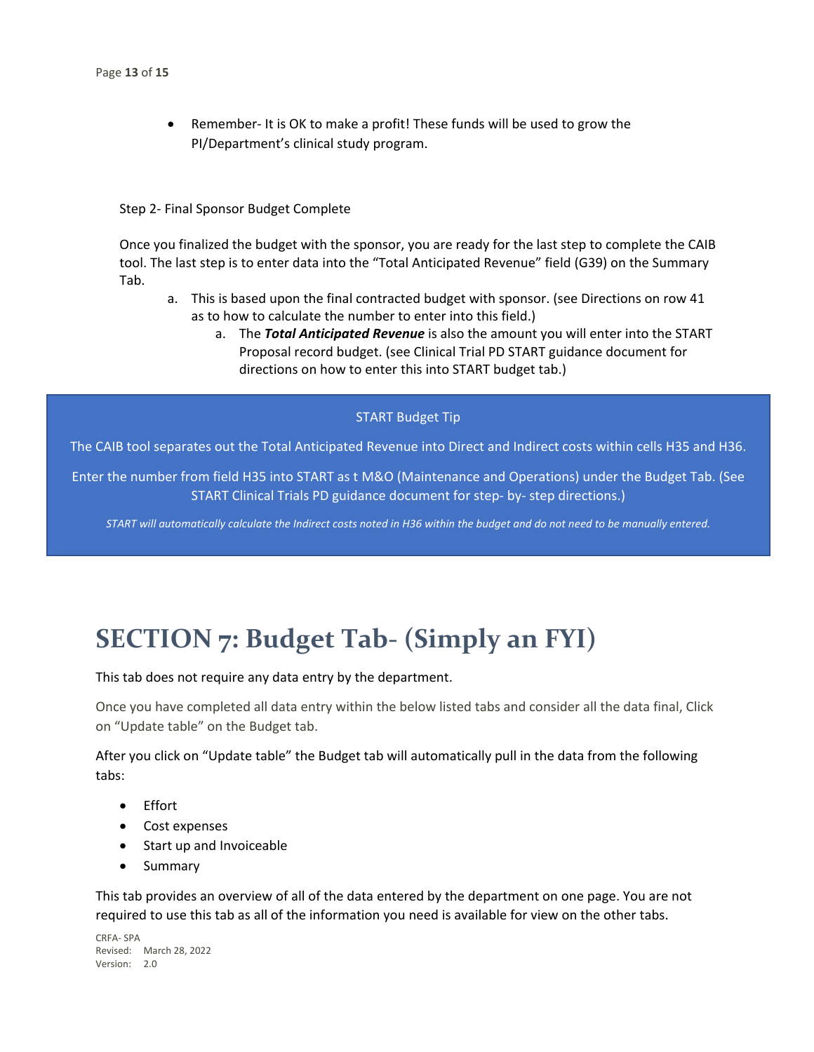- Remember- It is OK to make a profit! These funds will be used to grow the PI/Department's clinical study program.

Step 2- Final Sponsor Budget Complete

Once you finalized the budget with the sponsor, you are ready for the last step to complete the CAIB tool. The last step is to enter data into the "Total Anticipated Revenue" field (G39) on the Summary Tab.

a. This is based upon the final contracted budget with sponsor. (see Directions on row 41 as to how to calculate the number to enter into this field.)
    a. The ***Total Anticipated Revenue*** is also the amount you will enter into the START Proposal record budget. (see Clinical Trial PD START guidance document for directions on how to enter this into START budget tab.)

> START Budget Tip
>
> The CAIB tool separates out the Total Anticipated Revenue into Direct and Indirect costs within cells H35 and H36.
>
> Enter the number from field H35 into START as t M&O (Maintenance and Operations) under the Budget Tab. (See START Clinical Trials PD guidance document for step- by- step directions.)
>
> *START will automatically calculate the Indirect costs noted in H36 within the budget and do not need to be manually entered.*

# SECTION 7: Budget Tab- (Simply an FYI)

This tab does not require any data entry by the department.

Once you have completed all data entry within the below listed tabs and consider all the data final, Click on "Update table" on the Budget tab.

After you click on "Update table" the Budget tab will automatically pull in the data from the following tabs:

- Effort
- Cost expenses
- Start up and Invoiceable
- Summary

This tab provides an overview of all of the data entered by the department on one page. You are not required to use this tab as all of the information you need is available for view on the other tabs.

CRFA- SPA
Revised: March 28, 2022
Version: 2.0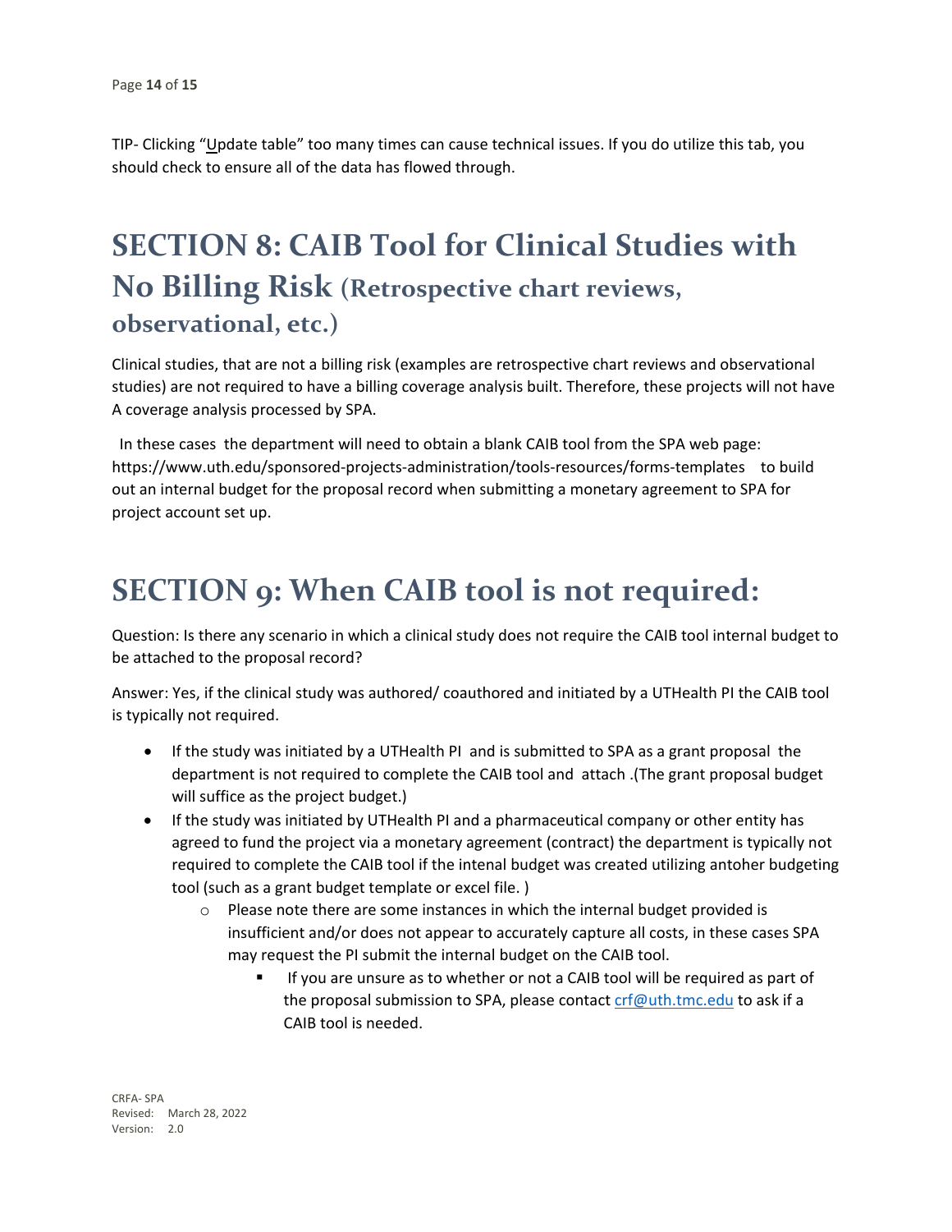TIP- Clicking "Update table" too many times can cause technical issues. If you do utilize this tab, you should check to ensure all of the data has flowed through.

# SECTION 8: CAIB Tool for Clinical Studies with No Billing Risk (Retrospective chart reviews, observational, etc.)

Clinical studies, that are not a billing risk (examples are retrospective chart reviews and observational studies) are not required to have a billing coverage analysis built. Therefore, these projects will not have A coverage analysis processed by SPA.

In these cases the department will need to obtain a blank CAIB tool from the SPA web page: https://www.uth.edu/sponsored-projects-administration/tools-resources/forms-templates to build out an internal budget for the proposal record when submitting a monetary agreement to SPA for project account set up.

# SECTION 9: When CAIB tool is not required:

Question: Is there any scenario in which a clinical study does not require the CAIB tool internal budget to be attached to the proposal record?

Answer: Yes, if the clinical study was authored/ coauthored and initiated by a UTHealth PI the CAIB tool is typically not required.

- If the study was initiated by a UTHealth PI and is submitted to SPA as a grant proposal the department is not required to complete the CAIB tool and attach .(The grant proposal budget will suffice as the project budget.)
- If the study was initiated by UTHealth PI and a pharmaceutical company or other entity has agreed to fund the project via a monetary agreement (contract) the department is typically not required to complete the CAIB tool if the intenal budget was created utilizing antoher budgeting tool (such as a grant budget template or excel file. )
  - Please note there are some instances in which the internal budget provided is insufficient and/or does not appear to accurately capture all costs, in these cases SPA may request the PI submit the internal budget on the CAIB tool.
    - If you are unsure as to whether or not a CAIB tool will be required as part of the proposal submission to SPA, please contact crf@uth.tmc.edu to ask if a CAIB tool is needed.

CRFA- SPA
Revised: March 28, 2022
Version: 2.0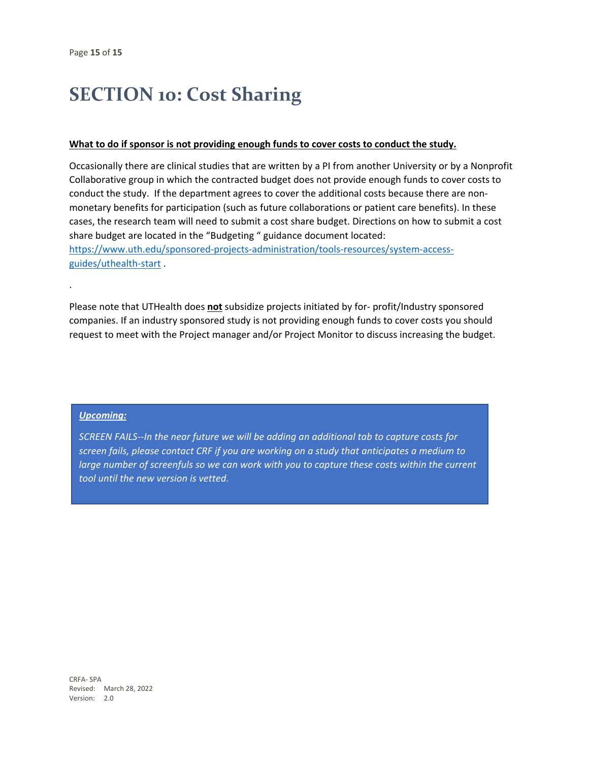# SECTION 10: Cost Sharing

**<u>What to do if sponsor is not providing enough funds to cover costs to conduct the study.</u>**

Occasionally there are clinical studies that are written by a PI from another University or by a Nonprofit Collaborative group in which the contracted budget does not provide enough funds to cover costs to conduct the study. If the department agrees to cover the additional costs because there are non-monetary benefits for participation (such as future collaborations or patient care benefits). In these cases, the research team will need to submit a cost share budget. Directions on how to submit a cost share budget are located in the "Budgeting " guidance document located: [https://www.uth.edu/sponsored-projects-administration/tools-resources/system-access-guides/uthealth-start](https://www.uth.edu/sponsored-projects-administration/tools-resources/system-access-guides/uthealth-start) .

.

Please note that UTHealth does **<u>not</u>** subsidize projects initiated by for- profit/Industry sponsored companies. If an industry sponsored study is not providing enough funds to cover costs you should request to meet with the Project manager and/or Project Monitor to discuss increasing the budget.

> ***<u>Upcoming:</u>***
>
> *SCREEN FAILS--In the near future we will be adding an additional tab to capture costs for screen fails, please contact CRF if you are working on a study that anticipates a medium to large number of screenfuls so we can work with you to capture these costs within the current tool until the new version is vetted.*

CRFA- SPA
Revised: March 28, 2022
Version: 2.0